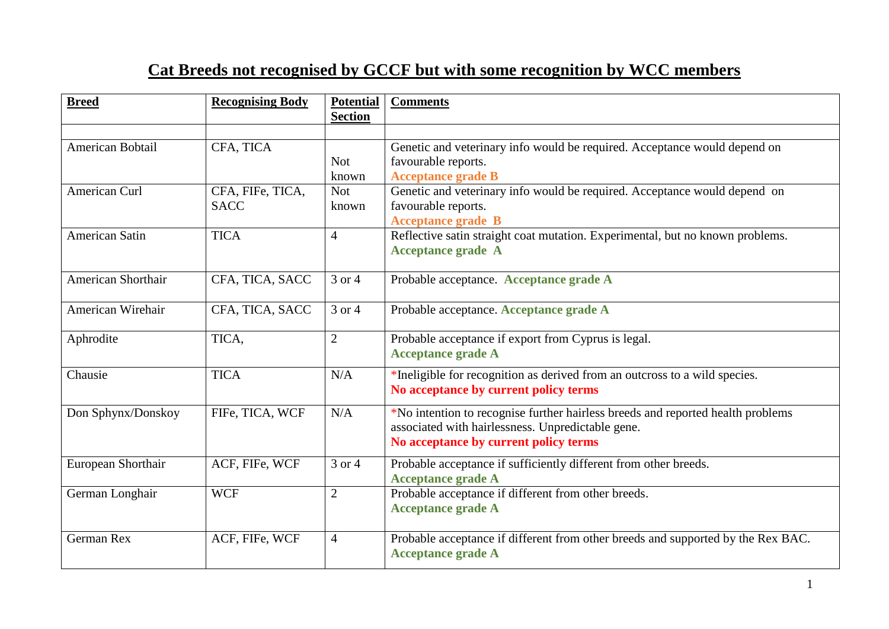# Cat Breeds not recognised by GCCF but with some recognition by WCC members

| Breed | Recognising Body | Potential Section | Comments |
|---|---|---|---|
| | | | |
| American Bobtail | CFA, TICA | Not known | Genetic and veterinary info would be required. Acceptance would depend on favourable reports. **Acceptance grade B** |
| American Curl | CFA, FIFe, TICA, SACC | Not known | Genetic and veterinary info would be required. Acceptance would depend on favourable reports. **Acceptance grade B** |
| American Satin | TICA | 4 | Reflective satin straight coat mutation. Experimental, but no known problems. **Acceptance grade A** |
| American Shorthair | CFA, TICA, SACC | 3 or 4 | Probable acceptance. **Acceptance grade A** |
| American Wirehair | CFA, TICA, SACC | 3 or 4 | Probable acceptance. **Acceptance grade A** |
| Aphrodite | TICA, | 2 | Probable acceptance if export from Cyprus is legal. **Acceptance grade A** |
| Chausie | TICA | N/A | *Ineligible for recognition as derived from an outcross to a wild species. **No acceptance by current policy terms** |
| Don Sphynx/Donskoy | FIFe, TICA, WCF | N/A | *No intention to recognise further hairless breeds and reported health problems associated with hairlessness. Unpredictable gene. **No acceptance by current policy terms** |
| European Shorthair | ACF, FIFe, WCF | 3 or 4 | Probable acceptance if sufficiently different from other breeds. **Acceptance grade A** |
| German Longhair | WCF | 2 | Probable acceptance if different from other breeds. **Acceptance grade A** |
| German Rex | ACF, FIFe, WCF | 4 | Probable acceptance if different from other breeds and supported by the Rex BAC. **Acceptance grade A** |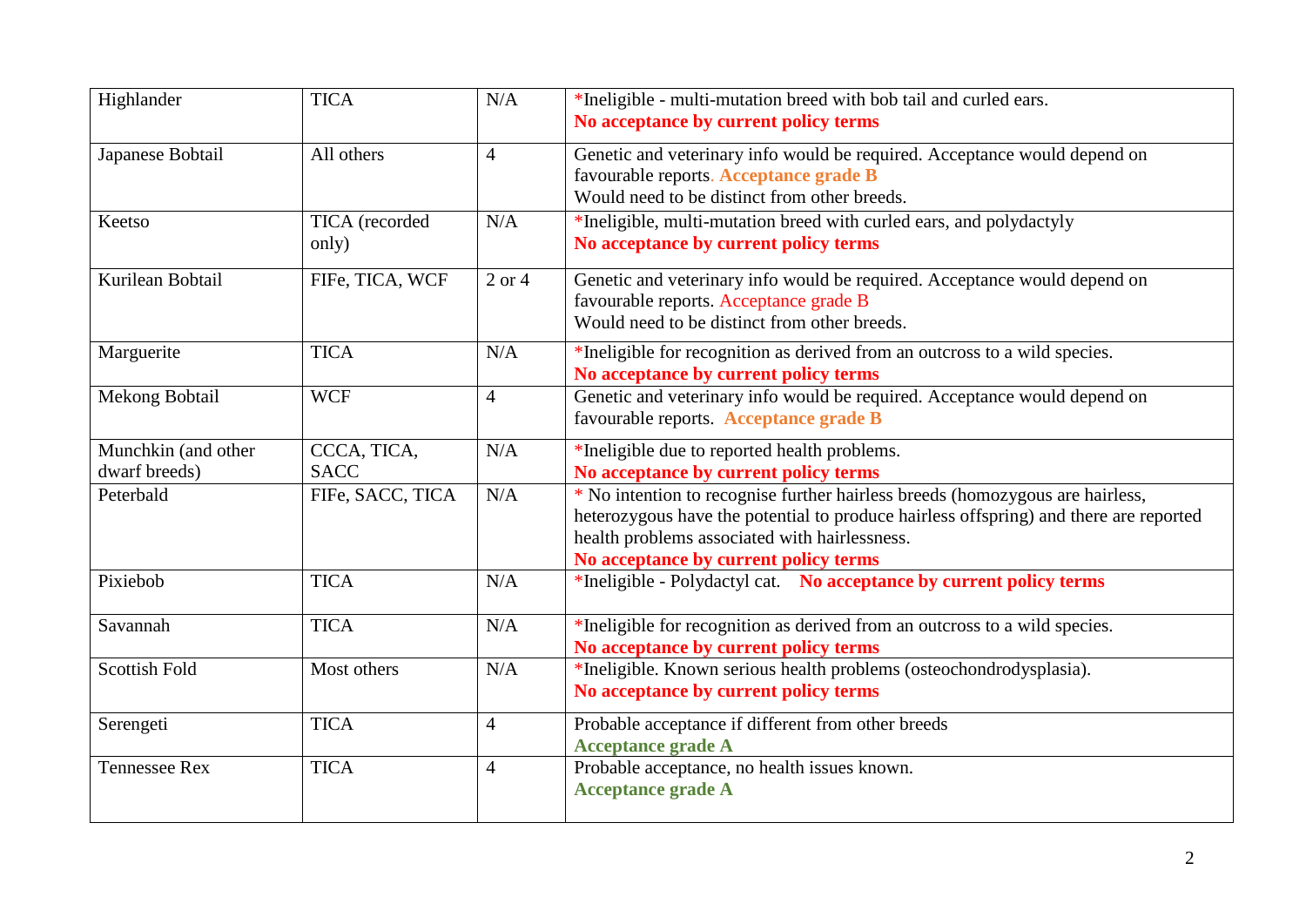| Highlander | TICA | N/A | *Ineligible - multi-mutation breed with bob tail and curled ears.<br>**No acceptance by current policy terms** |
|---|---|---|---|
| Japanese Bobtail | All others | 4 | Genetic and veterinary info would be required. Acceptance would depend on favourable reports. **Acceptance grade B**<br>Would need to be distinct from other breeds. |
| Keetso | TICA (recorded only) | N/A | *Ineligible, multi-mutation breed with curled ears, and polydactyly<br>**No acceptance by current policy terms** |
| Kurilean Bobtail | FIFe, TICA, WCF | 2 or 4 | Genetic and veterinary info would be required. Acceptance would depend on favourable reports. Acceptance grade B<br>Would need to be distinct from other breeds. |
| Marguerite | TICA | N/A | *Ineligible for recognition as derived from an outcross to a wild species.<br>**No acceptance by current policy terms** |
| Mekong Bobtail | WCF | 4 | Genetic and veterinary info would be required. Acceptance would depend on favourable reports. **Acceptance grade B** |
| Munchkin (and other dwarf breeds) | CCCA, TICA, SACC | N/A | *Ineligible due to reported health problems.<br>**No acceptance by current policy terms** |
| Peterbald | FIFe, SACC, TICA | N/A | * No intention to recognise further hairless breeds (homozygous are hairless, heterozygous have the potential to produce hairless offspring) and there are reported health problems associated with hairlessness.<br>**No acceptance by current policy terms** |
| Pixiebob | TICA | N/A | *Ineligible - Polydactyl cat. **No acceptance by current policy terms** |
| Savannah | TICA | N/A | *Ineligible for recognition as derived from an outcross to a wild species.<br>**No acceptance by current policy terms** |
| Scottish Fold | Most others | N/A | *Ineligible. Known serious health problems (osteochondrodysplasia).<br>**No acceptance by current policy terms** |
| Serengeti | TICA | 4 | Probable acceptance if different from other breeds<br>**Acceptance grade A** |
| Tennessee Rex | TICA | 4 | Probable acceptance, no health issues known.<br>**Acceptance grade A** |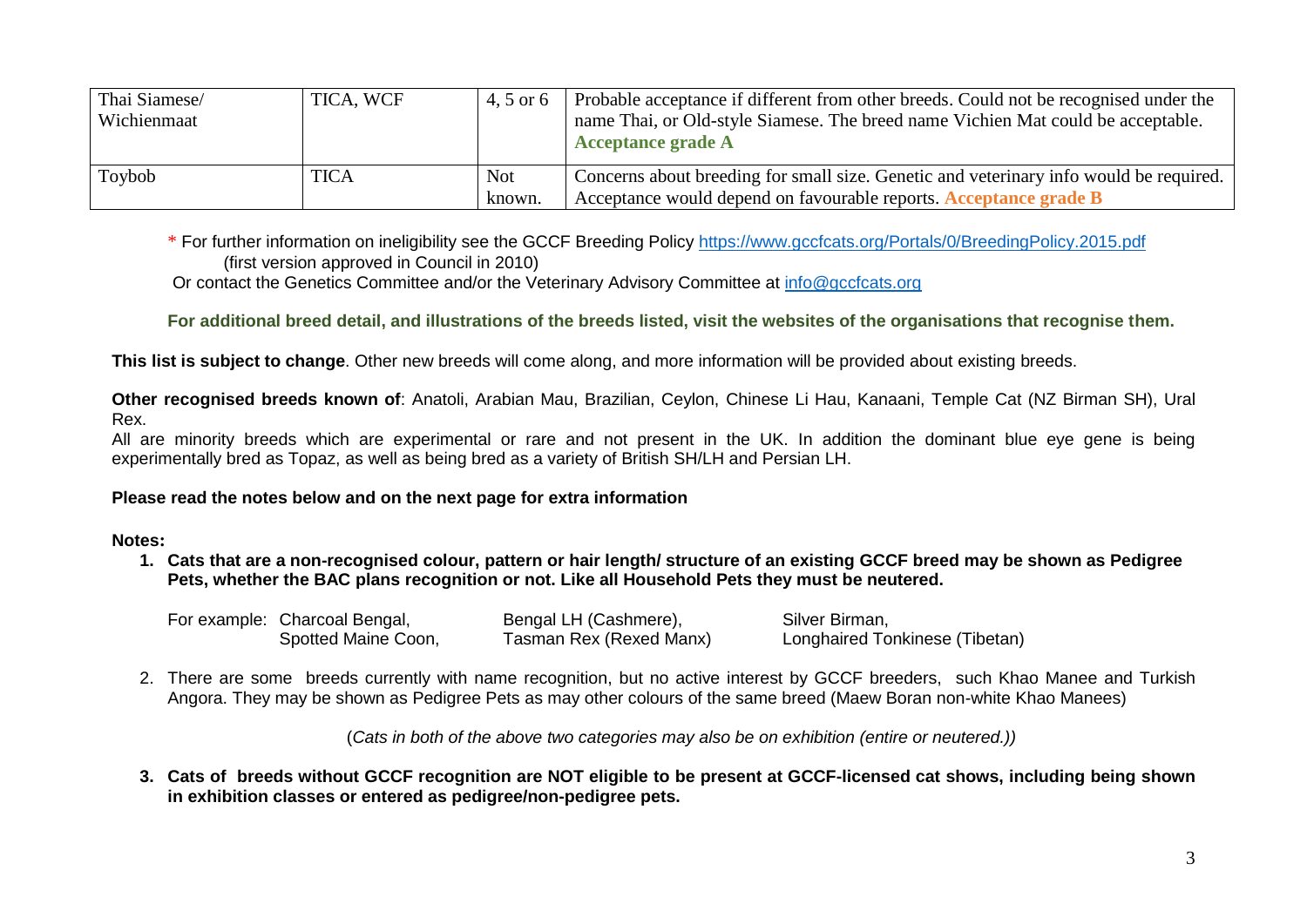| Thai Siamese/ Wichienmaat | TICA, WCF | 4, 5 or 6 | Probable acceptance if different from other breeds. Could not be recognised under the name Thai, or Old-style Siamese. The breed name Vichien Mat could be acceptable. **Acceptance grade A** |
|---|---|---|---|
| Toybob | TICA | Not known. | Concerns about breeding for small size. Genetic and veterinary info would be required. Acceptance would depend on favourable reports. **Acceptance grade B** |

\* For further information on ineligibility see the GCCF Breeding Policy https://www.gccfcats.org/Portals/0/BreedingPolicy.2015.pdf (first version approved in Council in 2010)
Or contact the Genetics Committee and/or the Veterinary Advisory Committee at info@gccfcats.org

**For additional breed detail, and illustrations of the breeds listed, visit the websites of the organisations that recognise them.**

**This list is subject to change**. Other new breeds will come along, and more information will be provided about existing breeds.

**Other recognised breeds known of**: Anatoli, Arabian Mau, Brazilian, Ceylon, Chinese Li Hau, Kanaani, Temple Cat (NZ Birman SH), Ural Rex.
All are minority breeds which are experimental or rare and not present in the UK. In addition the dominant blue eye gene is being experimentally bred as Topaz, as well as being bred as a variety of British SH/LH and Persian LH.

**Please read the notes below and on the next page for extra information**

**Notes:**

1. **Cats that are a non-recognised colour, pattern or hair length/ structure of an existing GCCF breed may be shown as Pedigree Pets, whether the BAC plans recognition or not. Like all Household Pets they must be neutered.**

   For example: Charcoal Bengal, Spotted Maine Coon, Bengal LH (Cashmere), Tasman Rex (Rexed Manx), Silver Birman, Longhaired Tonkinese (Tibetan)

2. There are some breeds currently with name recognition, but no active interest by GCCF breeders, such Khao Manee and Turkish Angora. They may be shown as Pedigree Pets as may other colours of the same breed (Maew Boran non-white Khao Manees)

   (*Cats in both of the above two categories may also be on exhibition (entire or neutered.)*)

3. **Cats of breeds without GCCF recognition are NOT eligible to be present at GCCF-licensed cat shows, including being shown in exhibition classes or entered as pedigree/non-pedigree pets.**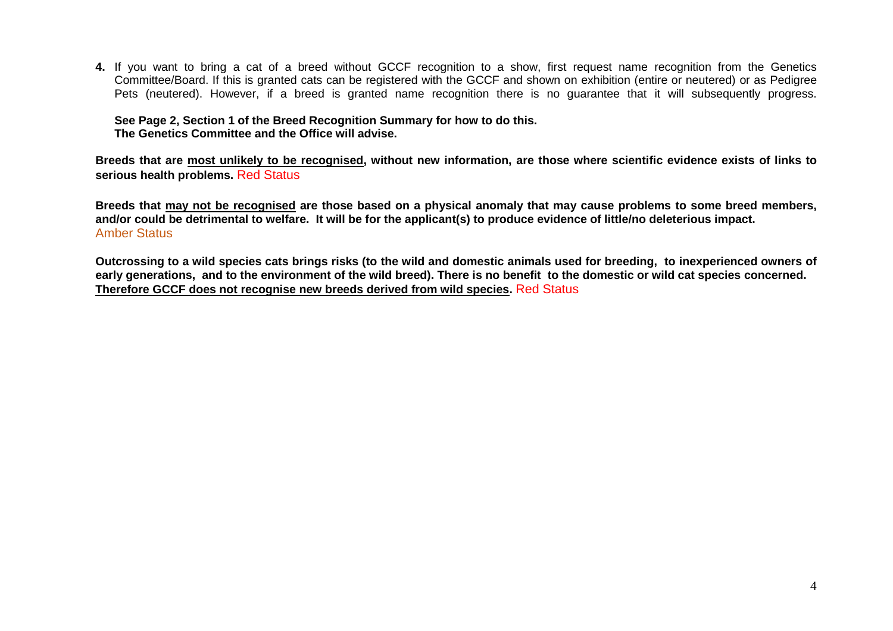4. If you want to bring a cat of a breed without GCCF recognition to a show, first request name recognition from the Genetics Committee/Board. If this is granted cats can be registered with the GCCF and shown on exhibition (entire or neutered) or as Pedigree Pets (neutered). However, if a breed is granted name recognition there is no guarantee that it will subsequently progress.

   **See Page 2, Section 1 of the Breed Recognition Summary for how to do this.**
   **The Genetics Committee and the Office will advise.**

**Breeds that are most unlikely to be recognised, without new information, are those where scientific evidence exists of links to serious health problems.** Red Status

**Breeds that may not be recognised are those based on a physical anomaly that may cause problems to some breed members, and/or could be detrimental to welfare. It will be for the applicant(s) to produce evidence of little/no deleterious impact.**
Amber Status

**Outcrossing to a wild species cats brings risks (to the wild and domestic animals used for breeding, to inexperienced owners of early generations, and to the environment of the wild breed). There is no benefit to the domestic or wild cat species concerned. Therefore GCCF does not recognise new breeds derived from wild species.** Red Status